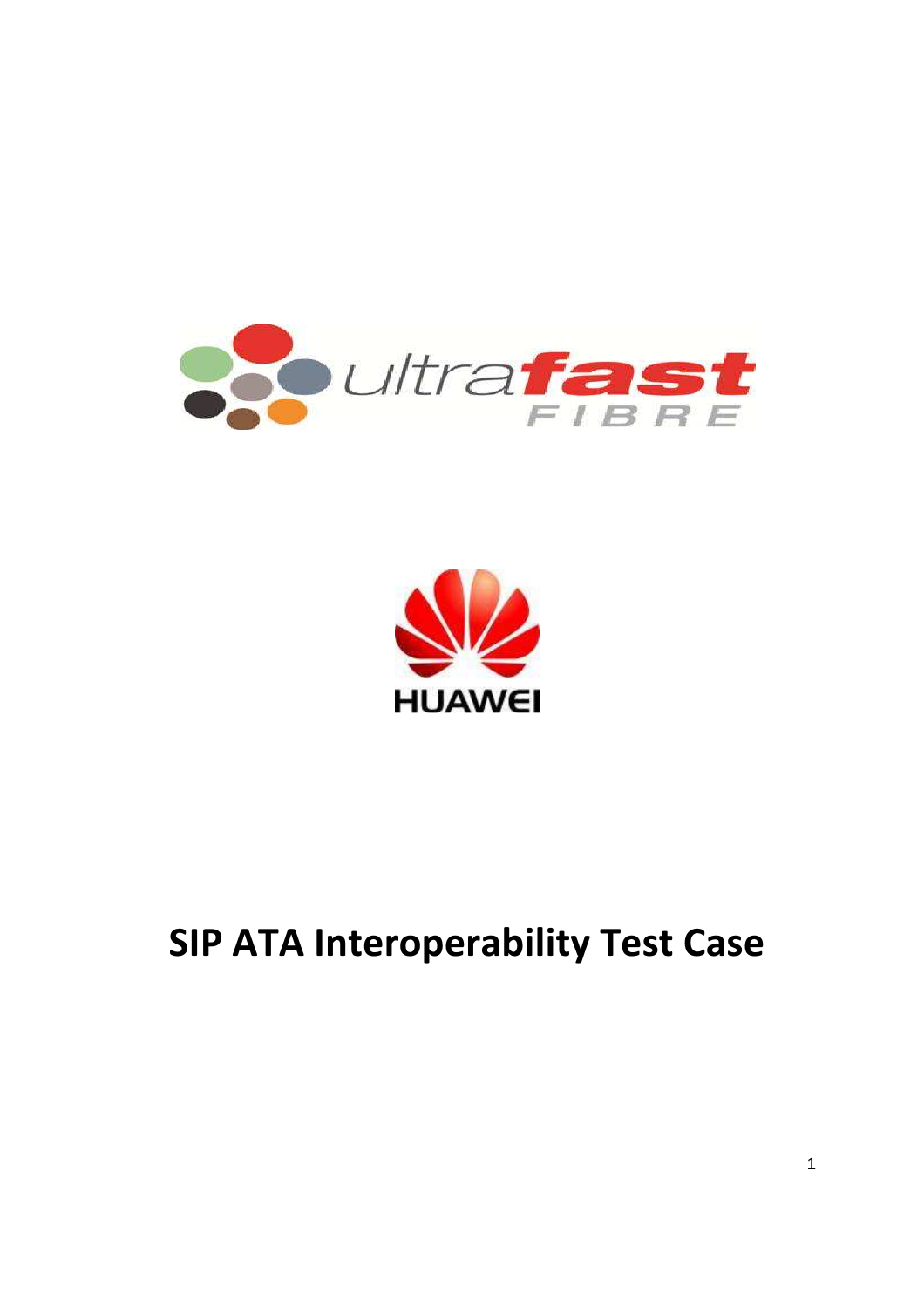ultrafast FIBRE

HUAWEI

# SIP ATA Interoperability Test Case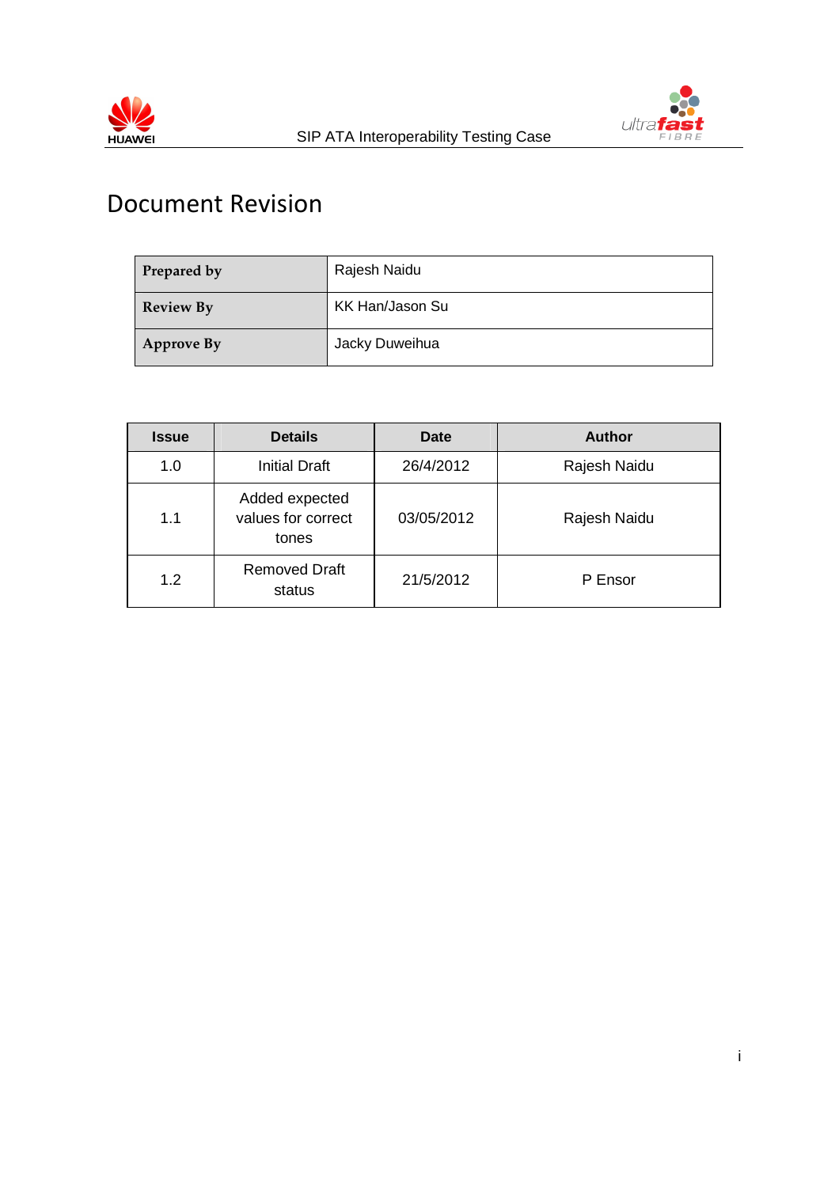# Document Revision

| Prepared by | Rajesh Naidu |
|---|---|
| Review By | KK Han/Jason Su |
| Approve By | Jacky Duweihua |

| Issue | Details | Date | Author |
|---|---|---|---|
| 1.0 | Initial Draft | 26/4/2012 | Rajesh Naidu |
| 1.1 | Added expected values for correct tones | 03/05/2012 | Rajesh Naidu |
| 1.2 | Removed Draft status | 21/5/2012 | P Ensor |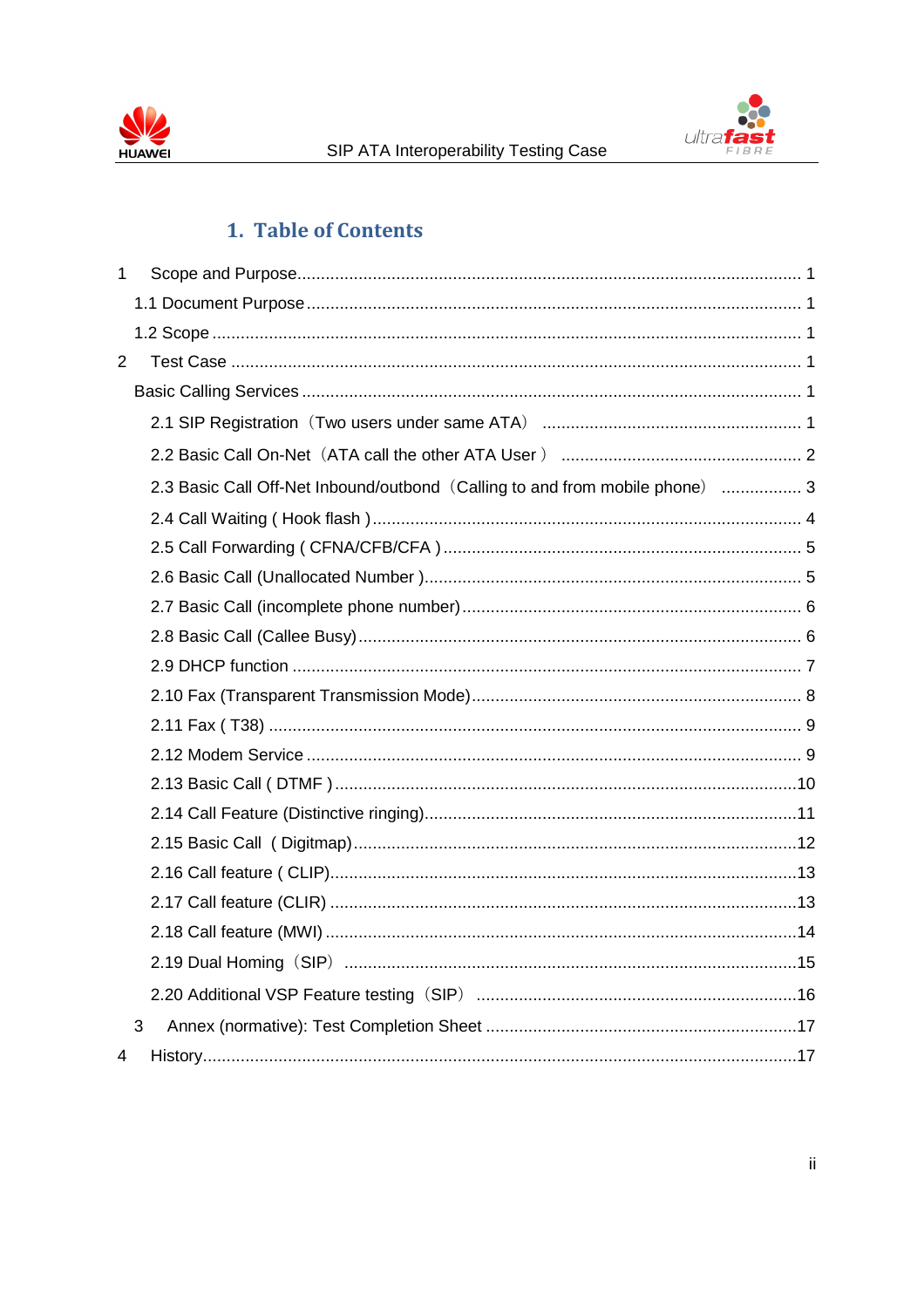# 1. Table of Contents

1 Scope and Purpose ........................................................................................................ 1

1.1 Document Purpose ........................................................................................................ 1

1.2 Scope ........................................................................................................ 1

2 Test Case ........................................................................................................ 1

Basic Calling Services ........................................................................................................ 1

2.1 SIP Registration（Two users under same ATA） ........................................................ 1

2.2 Basic Call On-Net（ATA call the other ATA User ） ........................................................ 2

2.3 Basic Call Off-Net Inbound/outbond（Calling to and from mobile phone） ................ 3

2.4 Call Waiting ( Hook flash ) ........................................................................................ 4

2.5 Call Forwarding ( CFNA/CFB/CFA ) ........................................................................ 5

2.6 Basic Call (Unallocated Number ) ........................................................................ 5

2.7 Basic Call (incomplete phone number) ........................................................................ 6

2.8 Basic Call (Callee Busy) ........................................................................ 6

2.9 DHCP function ........................................................................ 7

2.10 Fax (Transparent Transmission Mode) ........................................................................ 8

2.11 Fax ( T38) ........................................................................ 9

2.12 Modem Service ........................................................................ 9

2.13 Basic Call ( DTMF ) ........................................................................ 10

2.14 Call Feature (Distinctive ringing) ........................................................................ 11

2.15 Basic Call ( Digitmap) ........................................................................ 12

2.16 Call feature ( CLIP) ........................................................................ 13

2.17 Call feature (CLIR) ........................................................................ 13

2.18 Call feature (MWI) ........................................................................ 14

2.19 Dual Homing（SIP） ........................................................................ 15

2.20 Additional VSP Feature testing（SIP） ........................................................................ 16

3 Annex (normative): Test Completion Sheet ........................................................................ 17

4 History ........................................................................ 17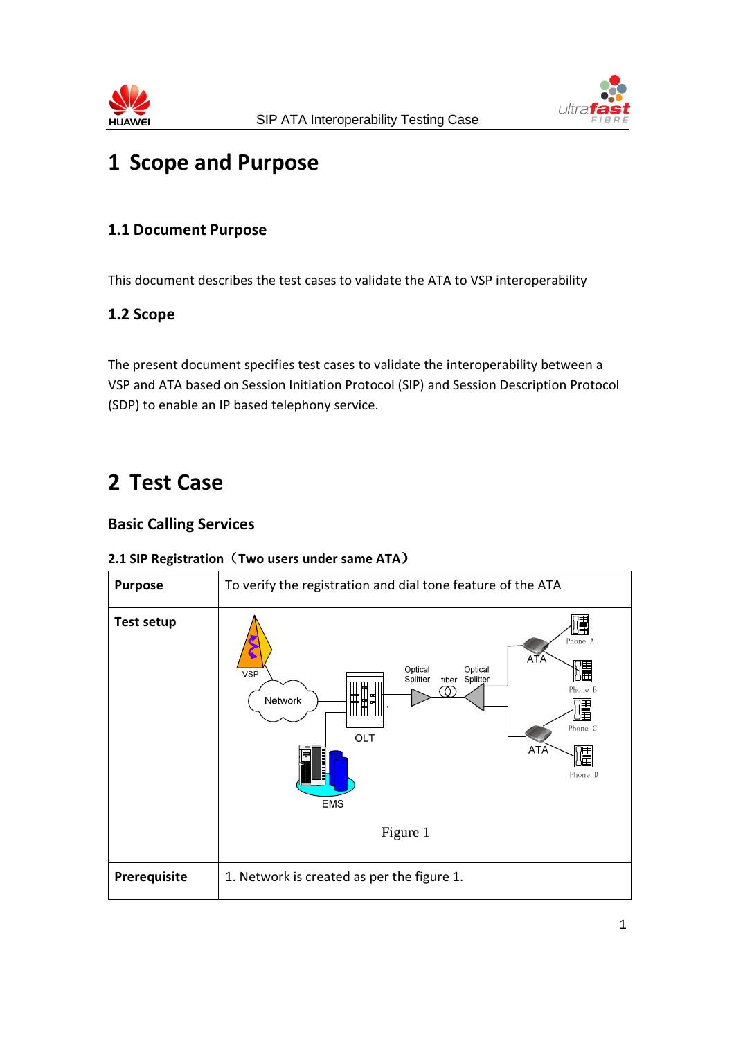# 1 Scope and Purpose

## 1.1 Document Purpose

This document describes the test cases to validate the ATA to VSP interoperability

## 1.2 Scope

The present document specifies test cases to validate the interoperability between a VSP and ATA based on Session Initiation Protocol (SIP) and Session Description Protocol (SDP) to enable an IP based telephony service.

# 2 Test Case

## Basic Calling Services

### 2.1 SIP Registration（Two users under same ATA）

| **Purpose** | To verify the registration and dial tone feature of the ATA |
|---|---|
| **Test setup** | Figure 1 |
| **Prerequisite** | 1. Network is created as per the figure 1. |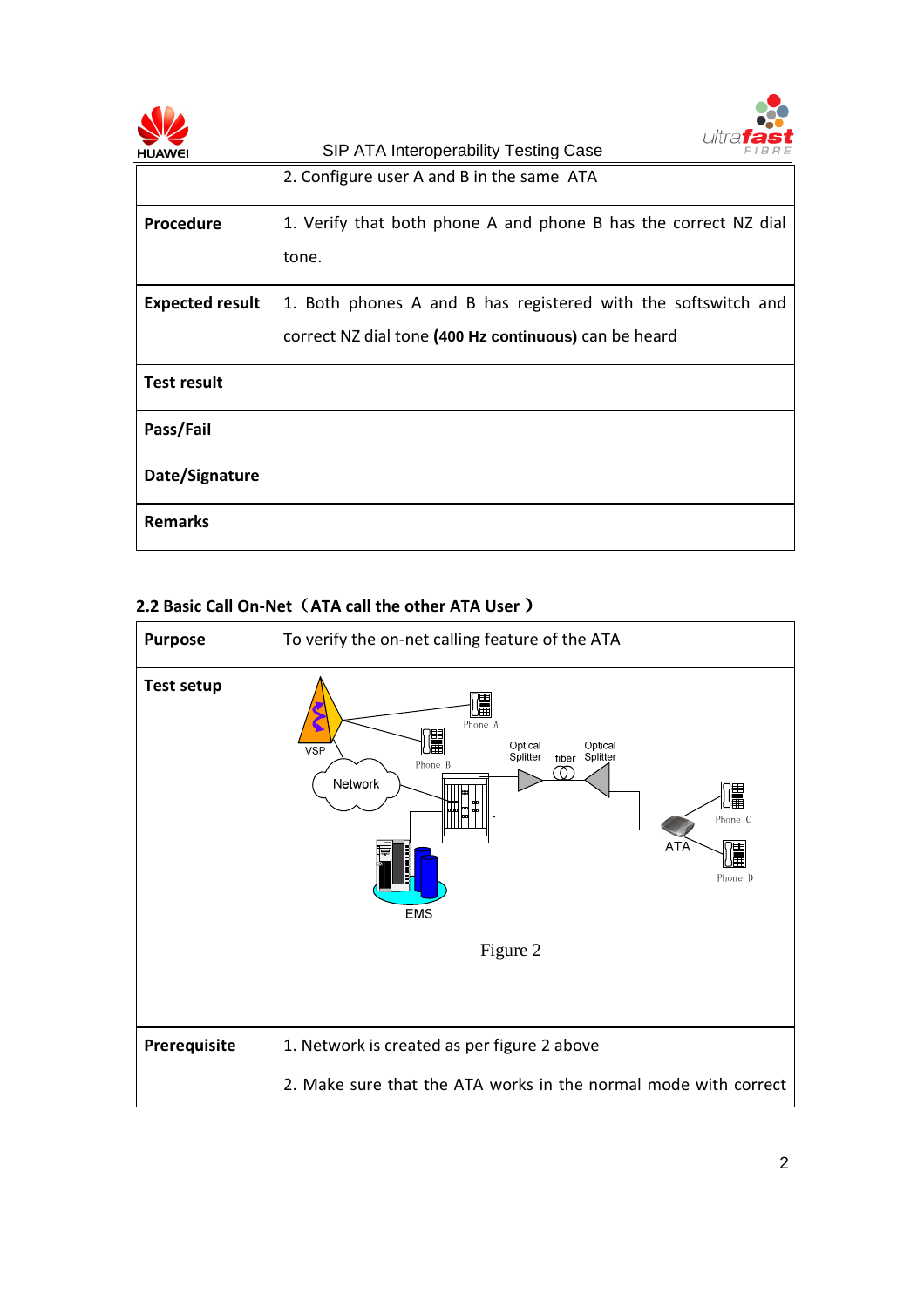|  | 2. Configure user A and B in the same ATA |
|---|---|
| **Procedure** | 1. Verify that both phone A and phone B has the correct NZ dial tone. |
| **Expected result** | 1. Both phones A and B has registered with the softswitch and correct NZ dial tone **(400 Hz continuous)** can be heard |
| **Test result** |  |
| **Pass/Fail** |  |
| **Date/Signature** |  |
| **Remarks** |  |

**2.2 Basic Call On-Net（ATA call the other ATA User ）**

| **Purpose** | To verify the on-net calling feature of the ATA |
|---|---|
| **Test setup** | VSP, Phone A, Phone B, Network, Optical Splitter, fiber, Optical Splitter, Phone C, ATA, Phone D, EMS<br><br>Figure 2 |
| **Prerequisite** | 1. Network is created as per figure 2 above<br><br>2. Make sure that the ATA works in the normal mode with correct |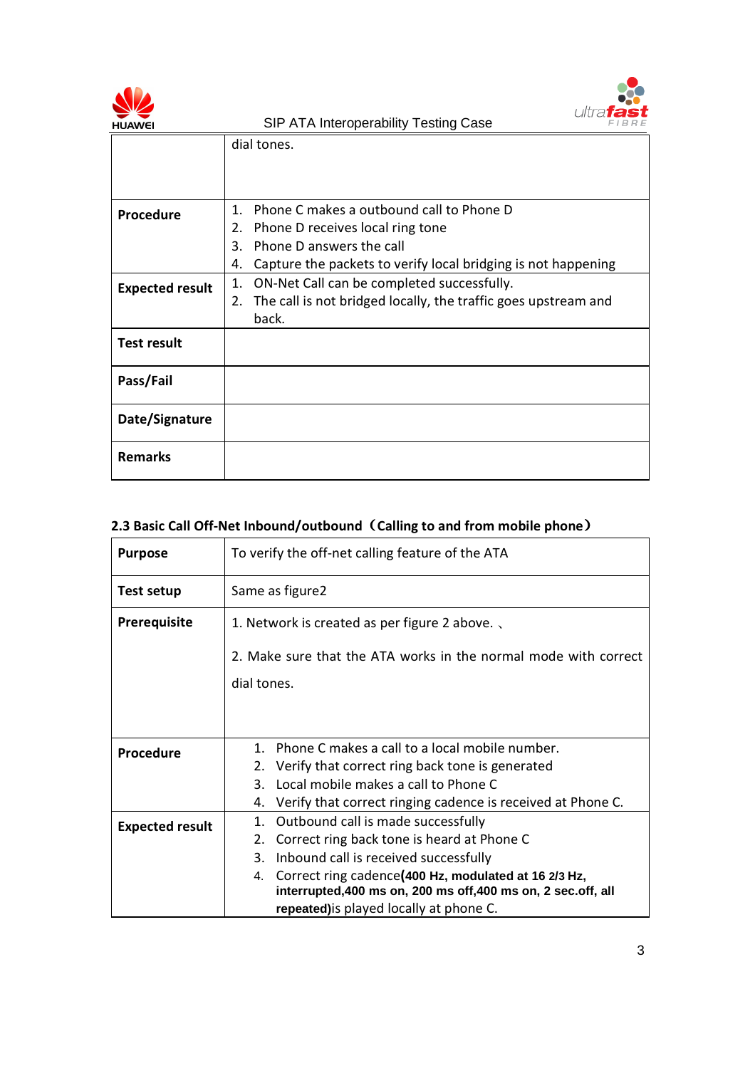| | |
|---|---|
| | dial tones. |
| **Procedure** | 1. Phone C makes a outbound call to Phone D<br>2. Phone D receives local ring tone<br>3. Phone D answers the call<br>4. Capture the packets to verify local bridging is not happening |
| **Expected result** | 1. ON-Net Call can be completed successfully.<br>2. The call is not bridged locally, the traffic goes upstream and back. |
| **Test result** | |
| **Pass/Fail** | |
| **Date/Signature** | |
| **Remarks** | |

## 2.3 Basic Call Off-Net Inbound/outbound（Calling to and from mobile phone）

| | |
|---|---|
| **Purpose** | To verify the off-net calling feature of the ATA |
| **Test setup** | Same as figure2 |
| **Prerequisite** | 1. Network is created as per figure 2 above. 、<br><br>2. Make sure that the ATA works in the normal mode with correct dial tones. |
| **Procedure** | 1. Phone C makes a call to a local mobile number.<br>2. Verify that correct ring back tone is generated<br>3. Local mobile makes a call to Phone C<br>4. Verify that correct ringing cadence is received at Phone C. |
| **Expected result** | 1. Outbound call is made successfully<br>2. Correct ring back tone is heard at Phone C<br>3. Inbound call is received successfully<br>4. Correct ring cadence**(400 Hz, modulated at 16 2/3 Hz, interrupted,400 ms on, 200 ms off,400 ms on, 2 sec.off, all repeated)**is played locally at phone C. |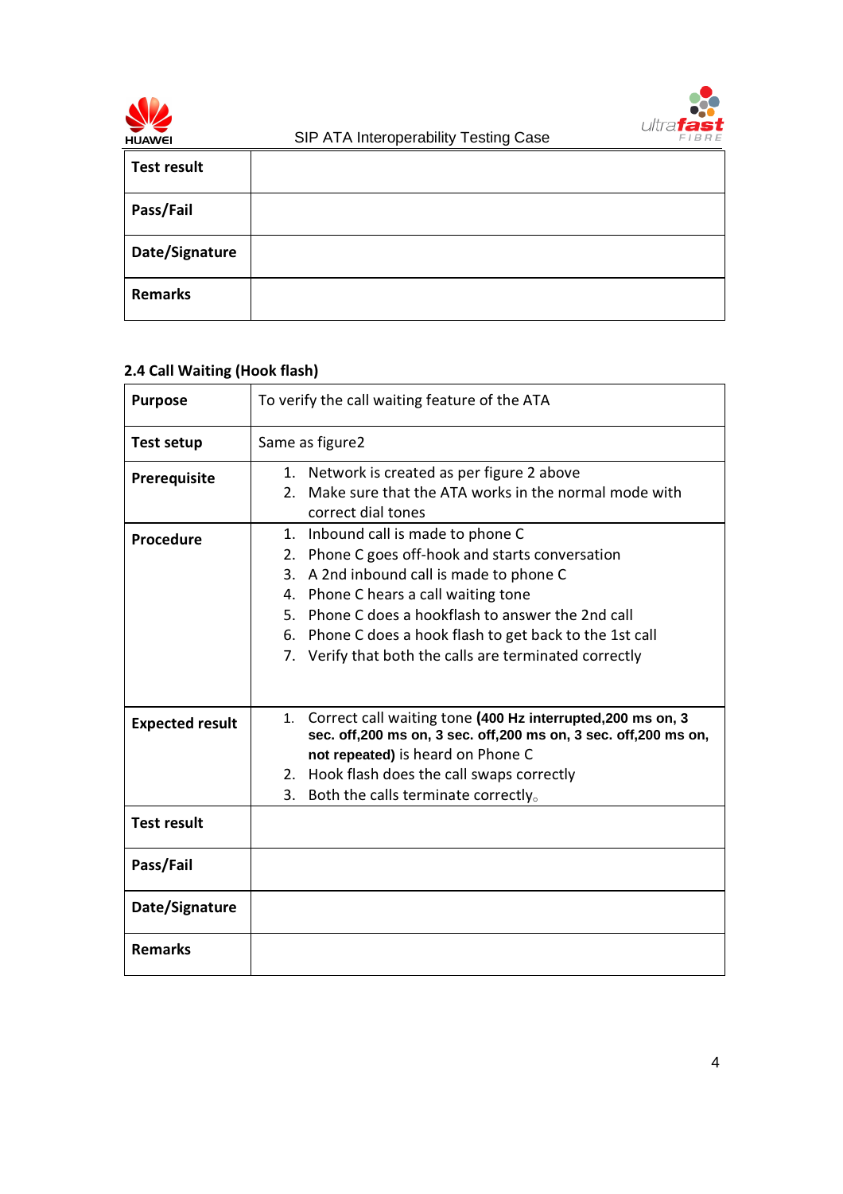| Test result | |
|---|---|
| Pass/Fail | |
| Date/Signature | |
| Remarks | |

### 2.4 Call Waiting (Hook flash)

| **Purpose** | To verify the call waiting feature of the ATA |
|---|---|
| **Test setup** | Same as figure2 |
| **Prerequisite** | 1. Network is created as per figure 2 above<br>2. Make sure that the ATA works in the normal mode with correct dial tones |
| **Procedure** | 1. Inbound call is made to phone C<br>2. Phone C goes off-hook and starts conversation<br>3. A 2nd inbound call is made to phone C<br>4. Phone C hears a call waiting tone<br>5. Phone C does a hookflash to answer the 2nd call<br>6. Phone C does a hook flash to get back to the 1st call<br>7. Verify that both the calls are terminated correctly |
| **Expected result** | 1. Correct call waiting tone **(400 Hz interrupted,200 ms on, 3 sec. off,200 ms on, 3 sec. off,200 ms on, 3 sec. off,200 ms on, not repeated)** is heard on Phone C<br>2. Hook flash does the call swaps correctly<br>3. Both the calls terminate correctly。 |
| **Test result** | |
| **Pass/Fail** | |
| **Date/Signature** | |
| **Remarks** | |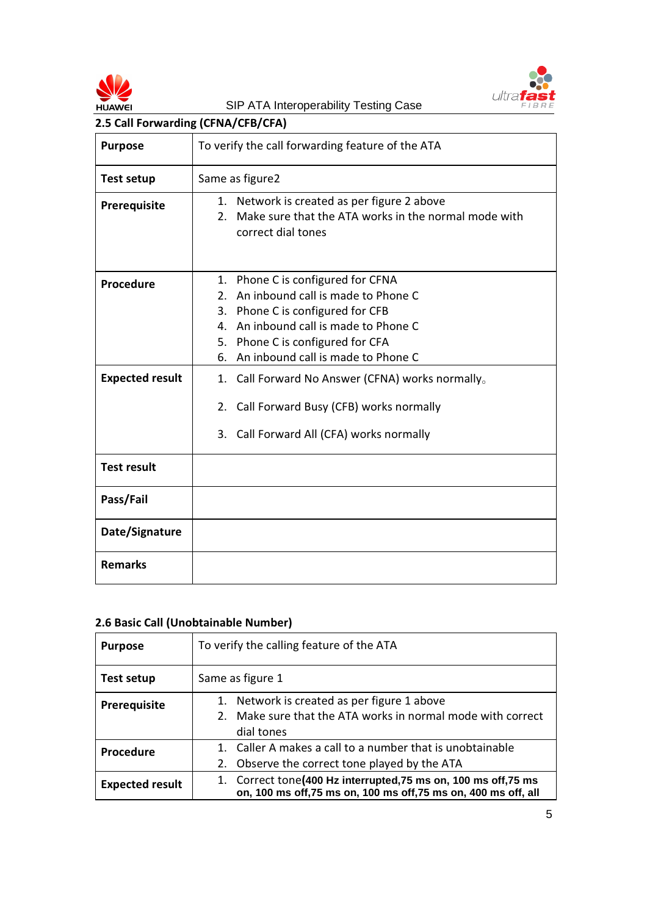## 2.5 Call Forwarding (CFNA/CFB/CFA)

| | |
|---|---|
| **Purpose** | To verify the call forwarding feature of the ATA |
| **Test setup** | Same as figure2 |
| **Prerequisite** | 1. Network is created as per figure 2 above<br>2. Make sure that the ATA works in the normal mode with correct dial tones |
| **Procedure** | 1. Phone C is configured for CFNA<br>2. An inbound call is made to Phone C<br>3. Phone C is configured for CFB<br>4. An inbound call is made to Phone C<br>5. Phone C is configured for CFA<br>6. An inbound call is made to Phone C |
| **Expected result** | 1. Call Forward No Answer (CFNA) works normally。<br>2. Call Forward Busy (CFB) works normally<br>3. Call Forward All (CFA) works normally |
| **Test result** | |
| **Pass/Fail** | |
| **Date/Signature** | |
| **Remarks** | |

## 2.6 Basic Call (Unobtainable Number)

| | |
|---|---|
| **Purpose** | To verify the calling feature of the ATA |
| **Test setup** | Same as figure 1 |
| **Prerequisite** | 1. Network is created as per figure 1 above<br>2. Make sure that the ATA works in normal mode with correct dial tones |
| **Procedure** | 1. Caller A makes a call to a number that is unobtainable<br>2. Observe the correct tone played by the ATA |
| **Expected result** | 1. Correct tone**(400 Hz interrupted,75 ms on, 100 ms off,75 ms on, 100 ms off,75 ms on, 100 ms off,75 ms on, 400 ms off, all** |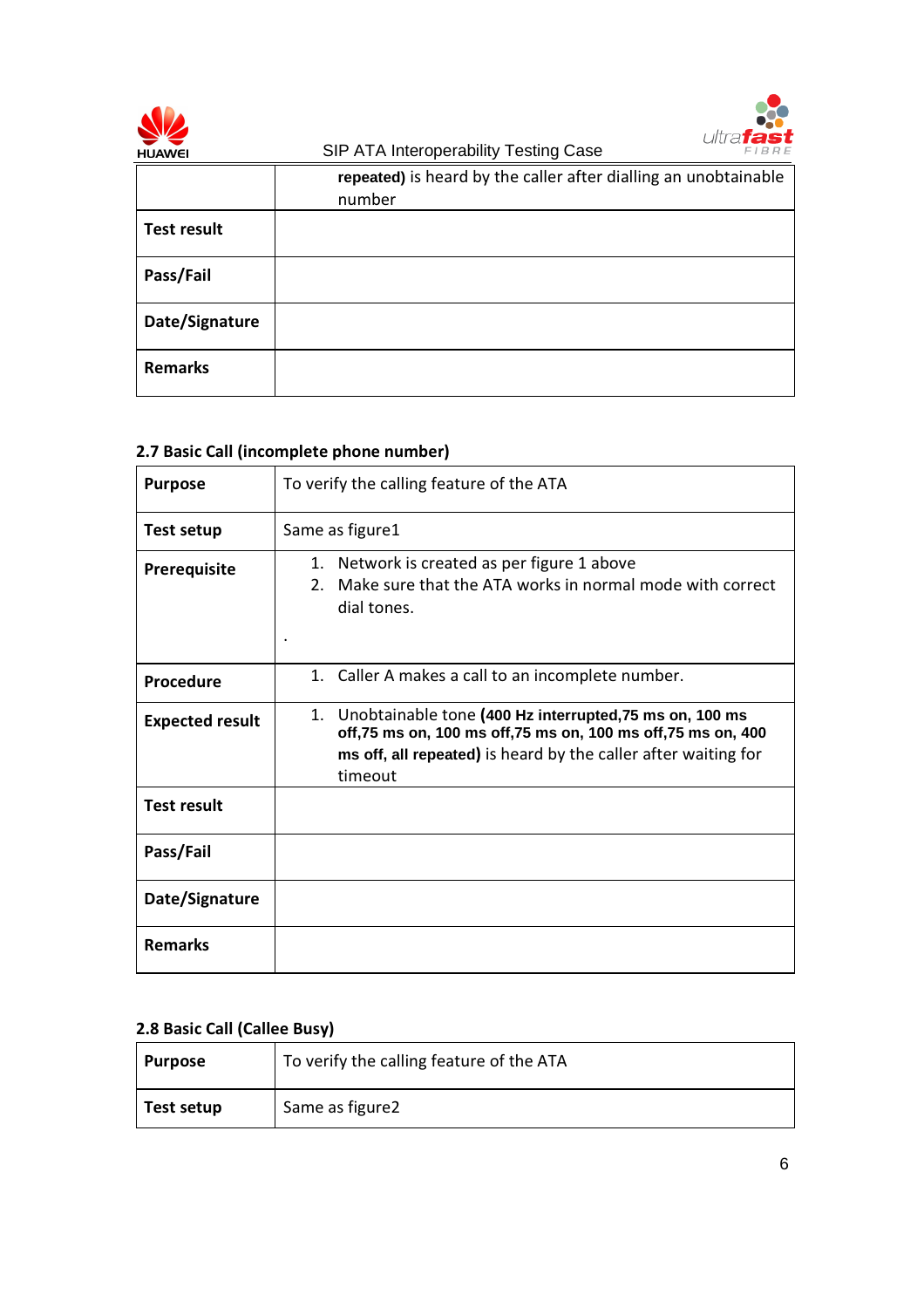| | |
|---|---|
| | **repeated)** is heard by the caller after dialling an unobtainable number |
| **Test result** | |
| **Pass/Fail** | |
| **Date/Signature** | |
| **Remarks** | |

### 2.7 Basic Call (incomplete phone number)

| | |
|---|---|
| **Purpose** | To verify the calling feature of the ATA |
| **Test setup** | Same as figure1 |
| **Prerequisite** | 1. Network is created as per figure 1 above<br>2. Make sure that the ATA works in normal mode with correct dial tones.<br><br>. |
| **Procedure** | 1. Caller A makes a call to an incomplete number. |
| **Expected result** | 1. Unobtainable tone **(400 Hz interrupted,75 ms on, 100 ms off,75 ms on, 100 ms off,75 ms on, 100 ms off,75 ms on, 400 ms off, all repeated)** is heard by the caller after waiting for timeout |
| **Test result** | |
| **Pass/Fail** | |
| **Date/Signature** | |
| **Remarks** | |

### 2.8 Basic Call (Callee Busy)

| | |
|---|---|
| **Purpose** | To verify the calling feature of the ATA |
| **Test setup** | Same as figure2 |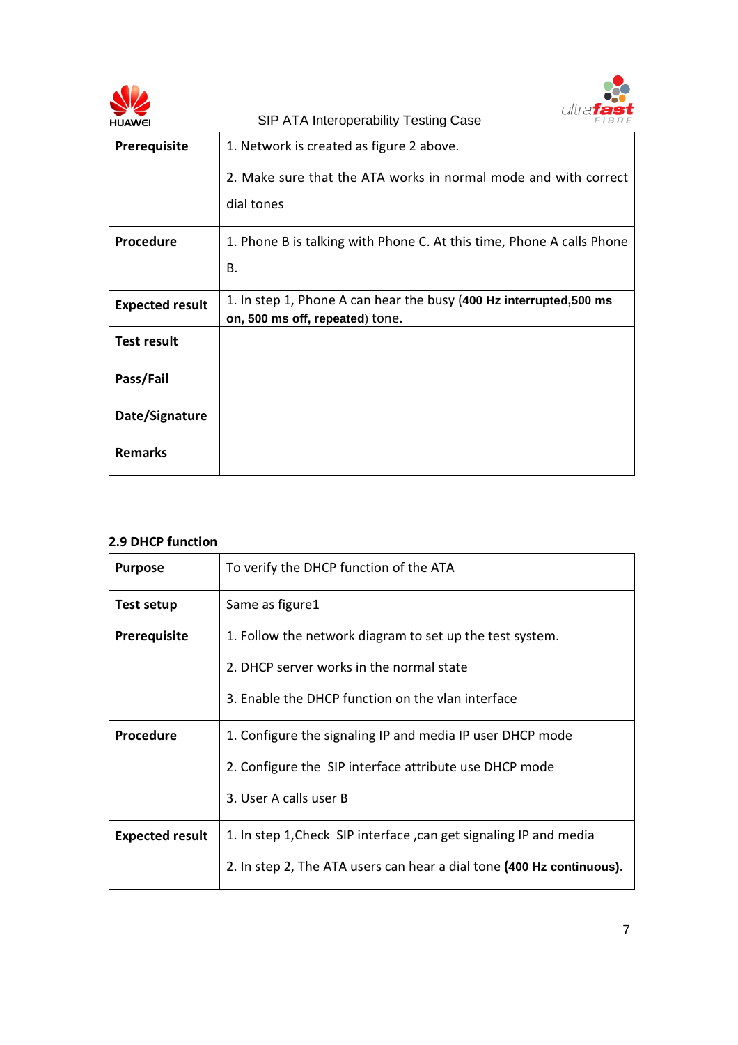| | |
|---|---|
| **Prerequisite** | 1. Network is created as figure 2 above.<br><br>2. Make sure that the ATA works in normal mode and with correct dial tones |
| **Procedure** | 1. Phone B is talking with Phone C. At this time, Phone A calls Phone B. |
| **Expected result** | 1. In step 1, Phone A can hear the busy (**400 Hz interrupted,500 ms on, 500 ms off, repeated**) tone. |
| **Test result** | |
| **Pass/Fail** | |
| **Date/Signature** | |
| **Remarks** | |

### 2.9 DHCP function

| | |
|---|---|
| **Purpose** | To verify the DHCP function of the ATA |
| **Test setup** | Same as figure1 |
| **Prerequisite** | 1. Follow the network diagram to set up the test system.<br><br>2. DHCP server works in the normal state<br><br>3. Enable the DHCP function on the vlan interface |
| **Procedure** | 1. Configure the signaling IP and media IP user DHCP mode<br><br>2. Configure the SIP interface attribute use DHCP mode<br><br>3. User A calls user B |
| **Expected result** | 1. In step 1,Check SIP interface ,can get signaling IP and media<br><br>2. In step 2, The ATA users can hear a dial tone **(400 Hz continuous)**. |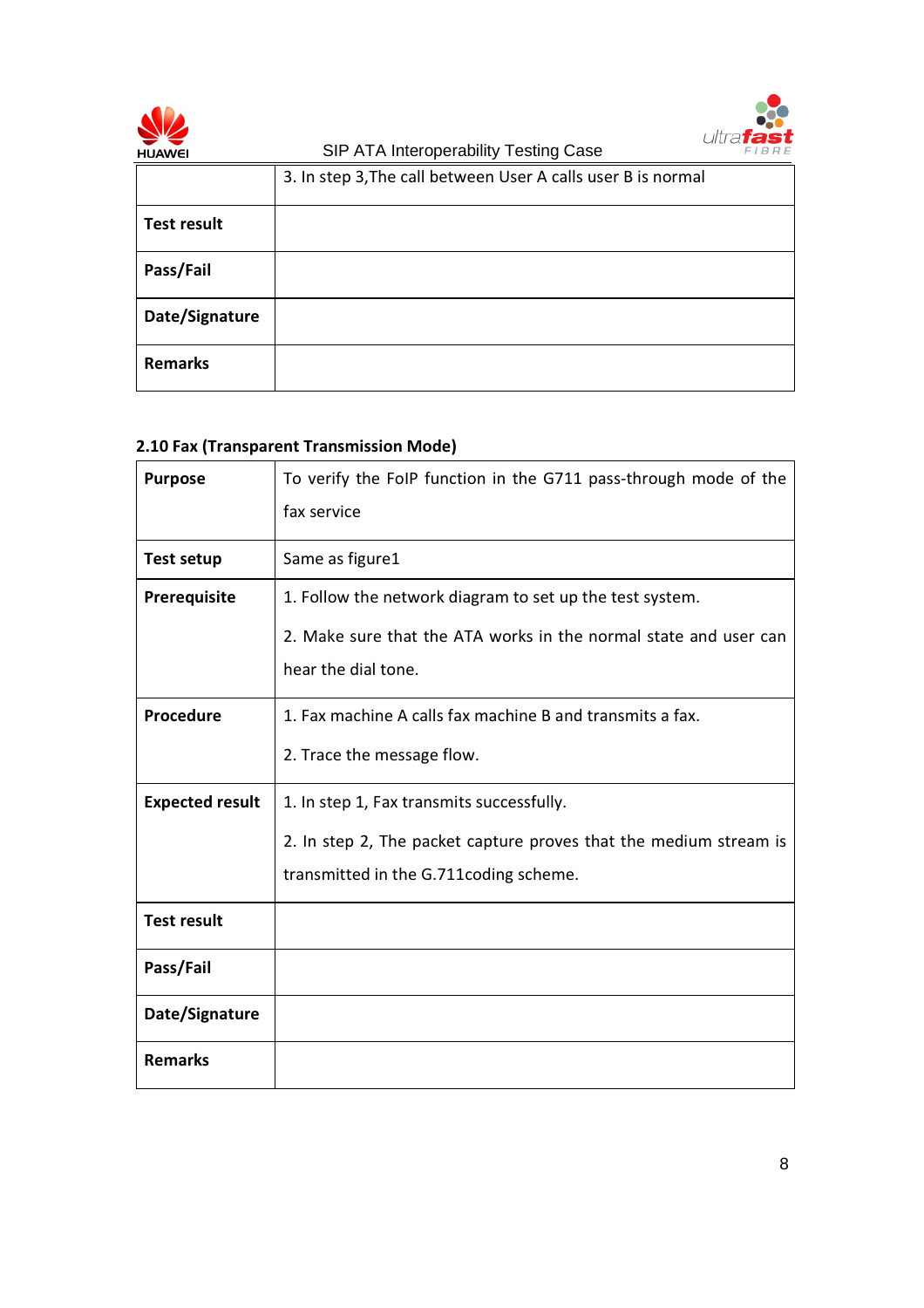| | |
|---|---|
| | 3. In step 3,The call between User A calls user B is normal |
| **Test result** | |
| **Pass/Fail** | |
| **Date/Signature** | |
| **Remarks** | |

### 2.10 Fax (Transparent Transmission Mode)

| | |
|---|---|
| **Purpose** | To verify the FoIP function in the G711 pass-through mode of the fax service |
| **Test setup** | Same as figure1 |
| **Prerequisite** | 1. Follow the network diagram to set up the test system.<br>2. Make sure that the ATA works in the normal state and user can hear the dial tone. |
| **Procedure** | 1. Fax machine A calls fax machine B and transmits a fax.<br>2. Trace the message flow. |
| **Expected result** | 1. In step 1, Fax transmits successfully.<br>2. In step 2, The packet capture proves that the medium stream is transmitted in the G.711coding scheme. |
| **Test result** | |
| **Pass/Fail** | |
| **Date/Signature** | |
| **Remarks** | |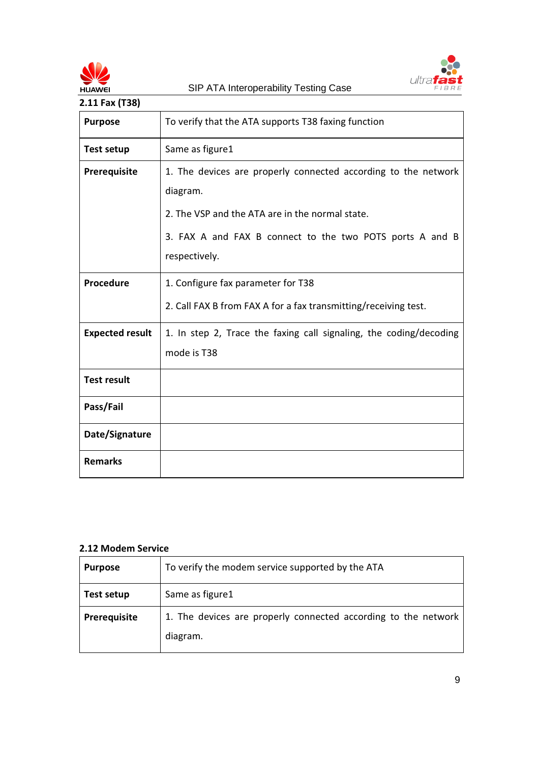### 2.11 Fax (T38)

| | |
|---|---|
| **Purpose** | To verify that the ATA supports T38 faxing function |
| **Test setup** | Same as figure1 |
| **Prerequisite** | 1. The devices are properly connected according to the network diagram.<br><br>2. The VSP and the ATA are in the normal state.<br><br>3. FAX A and FAX B connect to the two POTS ports A and B respectively. |
| **Procedure** | 1. Configure fax parameter for T38<br><br>2. Call FAX B from FAX A for a fax transmitting/receiving test. |
| **Expected result** | 1. In step 2, Trace the faxing call signaling, the coding/decoding mode is T38 |
| **Test result** | |
| **Pass/Fail** | |
| **Date/Signature** | |
| **Remarks** | |

### 2.12 Modem Service

| | |
|---|---|
| **Purpose** | To verify the modem service supported by the ATA |
| **Test setup** | Same as figure1 |
| **Prerequisite** | 1. The devices are properly connected according to the network diagram. |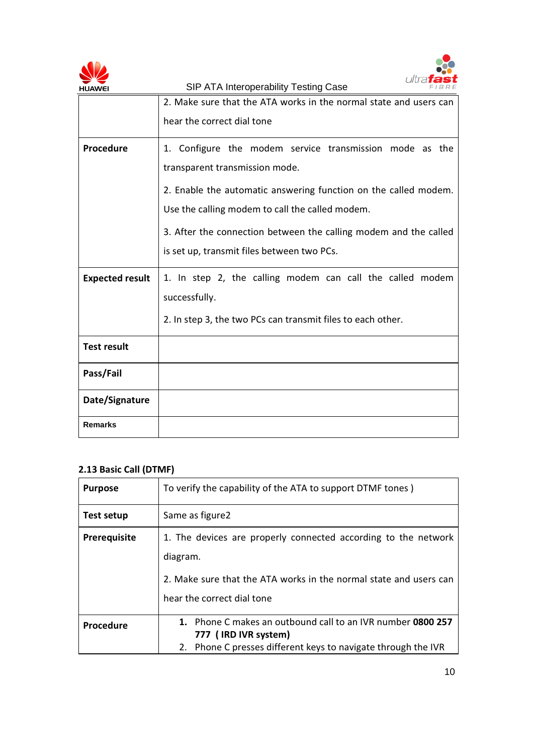| | |
|---|---|
| | 2. Make sure that the ATA works in the normal state and users can hear the correct dial tone |
| **Procedure** | 1. Configure the modem service transmission mode as the transparent transmission mode.<br><br>2. Enable the automatic answering function on the called modem. Use the calling modem to call the called modem.<br><br>3. After the connection between the calling modem and the called is set up, transmit files between two PCs. |
| **Expected result** | 1. In step 2, the calling modem can call the called modem successfully.<br><br>2. In step 3, the two PCs can transmit files to each other. |
| **Test result** | |
| **Pass/Fail** | |
| **Date/Signature** | |
| **Remarks** | |

### 2.13 Basic Call (DTMF)

| | |
|---|---|
| **Purpose** | To verify the capability of the ATA to support DTMF tones ) |
| **Test setup** | Same as figure2 |
| **Prerequisite** | 1. The devices are properly connected according to the network diagram.<br><br>2. Make sure that the ATA works in the normal state and users can hear the correct dial tone |
| **Procedure** | **1.** Phone C makes an outbound call to an IVR number **0800 257 777 ( IRD IVR system)**<br>2. Phone C presses different keys to navigate through the IVR |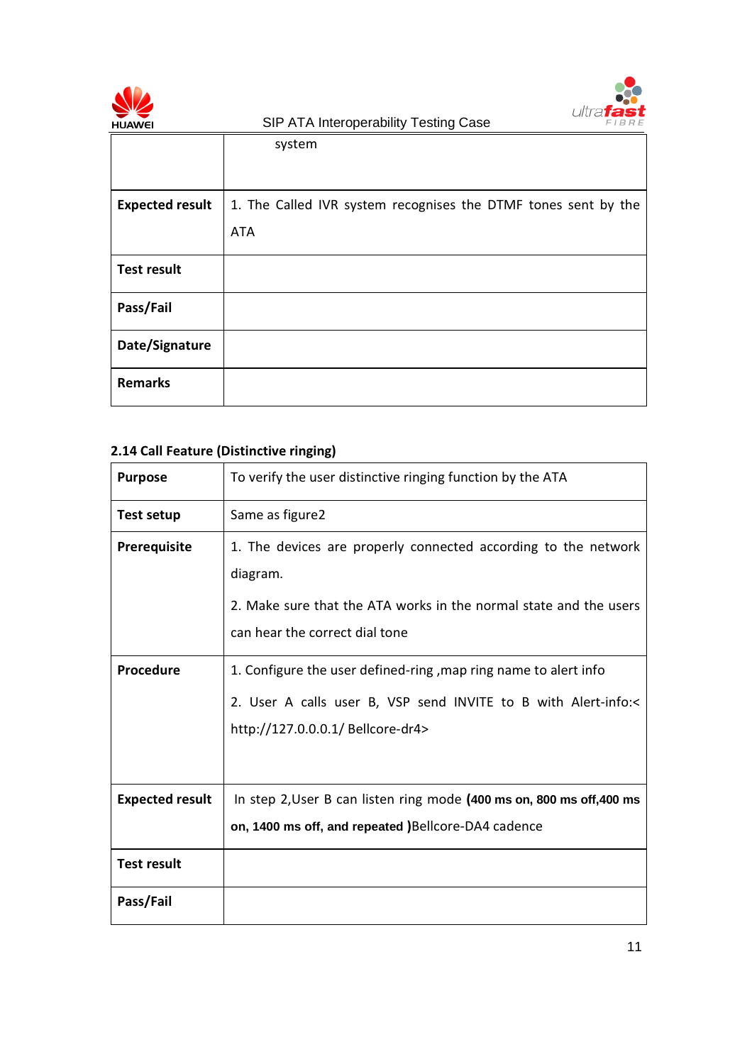| | |
|---|---|
| | system |
| **Expected result** | 1. The Called IVR system recognises the DTMF tones sent by the ATA |
| **Test result** | |
| **Pass/Fail** | |
| **Date/Signature** | |
| **Remarks** | |

**2.14 Call Feature (Distinctive ringing)**

| | |
|---|---|
| **Purpose** | To verify the user distinctive ringing function by the ATA |
| **Test setup** | Same as figure2 |
| **Prerequisite** | 1. The devices are properly connected according to the network diagram.<br>2. Make sure that the ATA works in the normal state and the users can hear the correct dial tone |
| **Procedure** | 1. Configure the user defined-ring ,map ring name to alert info<br>2. User A calls user B, VSP send INVITE to B with Alert-info:< http://127.0.0.1/ Bellcore-dr4> |
| **Expected result** | In step 2,User B can listen ring mode **(400 ms on, 800 ms off,400 ms on, 1400 ms off, and repeated )**Bellcore-DA4 cadence |
| **Test result** | |
| **Pass/Fail** | |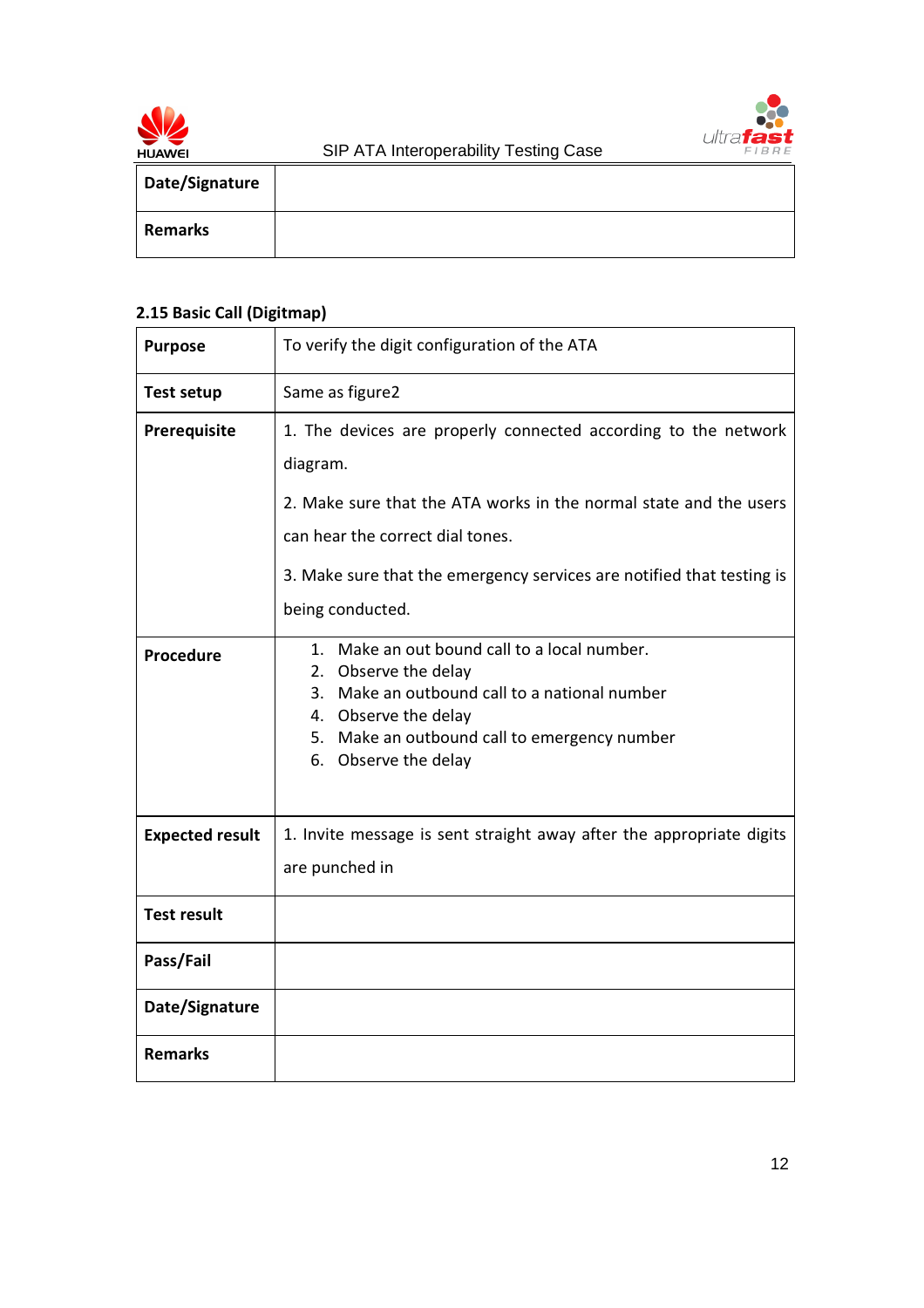| Date/Signature | |
|---|---|
| Remarks | |

### 2.15 Basic Call (Digitmap)

| Purpose | To verify the digit configuration of the ATA |
|---|---|
| Test setup | Same as figure2 |
| Prerequisite | 1. The devices are properly connected according to the network diagram.<br><br>2. Make sure that the ATA works in the normal state and the users can hear the correct dial tones.<br><br>3. Make sure that the emergency services are notified that testing is being conducted. |
| Procedure | 1. Make an out bound call to a local number.<br>2. Observe the delay<br>3. Make an outbound call to a national number<br>4. Observe the delay<br>5. Make an outbound call to emergency number<br>6. Observe the delay |
| Expected result | 1. Invite message is sent straight away after the appropriate digits are punched in |
| Test result | |
| Pass/Fail | |
| Date/Signature | |
| Remarks | |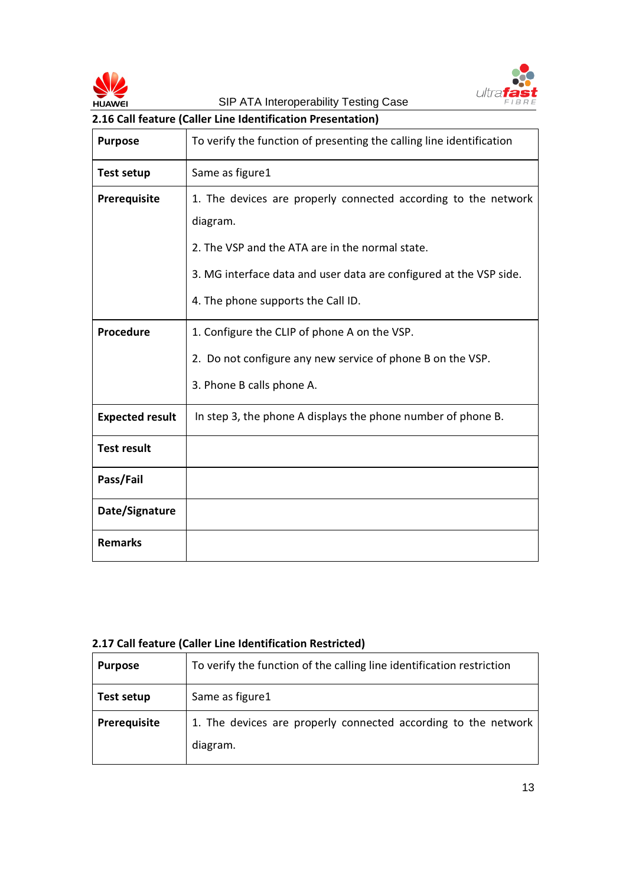## 2.16 Call feature (Caller Line Identification Presentation)

| **Purpose** | To verify the function of presenting the calling line identification |
|---|---|
| **Test setup** | Same as figure1 |
| **Prerequisite** | 1. The devices are properly connected according to the network diagram.<br>2. The VSP and the ATA are in the normal state.<br>3. MG interface data and user data are configured at the VSP side.<br>4. The phone supports the Call ID. |
| **Procedure** | 1. Configure the CLIP of phone A on the VSP.<br>2. Do not configure any new service of phone B on the VSP.<br>3. Phone B calls phone A. |
| **Expected result** | In step 3, the phone A displays the phone number of phone B. |
| **Test result** | |
| **Pass/Fail** | |
| **Date/Signature** | |
| **Remarks** | |

## 2.17 Call feature (Caller Line Identification Restricted)

| **Purpose** | To verify the function of the calling line identification restriction |
|---|---|
| **Test setup** | Same as figure1 |
| **Prerequisite** | 1. The devices are properly connected according to the network diagram. |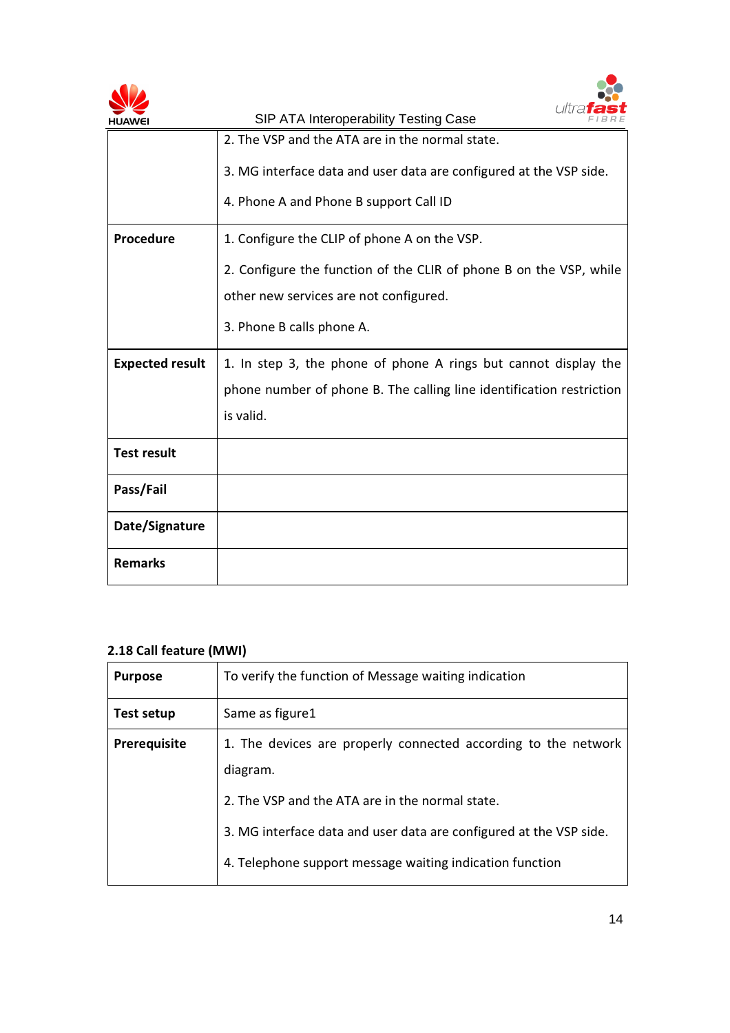| | |
|---|---|
| | 2. The VSP and the ATA are in the normal state.<br><br>3. MG interface data and user data are configured at the VSP side.<br><br>4. Phone A and Phone B support Call ID |
| **Procedure** | 1. Configure the CLIP of phone A on the VSP.<br><br>2. Configure the function of the CLIR of phone B on the VSP, while other new services are not configured.<br><br>3. Phone B calls phone A. |
| **Expected result** | 1. In step 3, the phone of phone A rings but cannot display the phone number of phone B. The calling line identification restriction is valid. |
| **Test result** | |
| **Pass/Fail** | |
| **Date/Signature** | |
| **Remarks** | |

### 2.18 Call feature (MWI)

| | |
|---|---|
| **Purpose** | To verify the function of Message waiting indication |
| **Test setup** | Same as figure1 |
| **Prerequisite** | 1. The devices are properly connected according to the network diagram.<br><br>2. The VSP and the ATA are in the normal state.<br><br>3. MG interface data and user data are configured at the VSP side.<br><br>4. Telephone support message waiting indication function |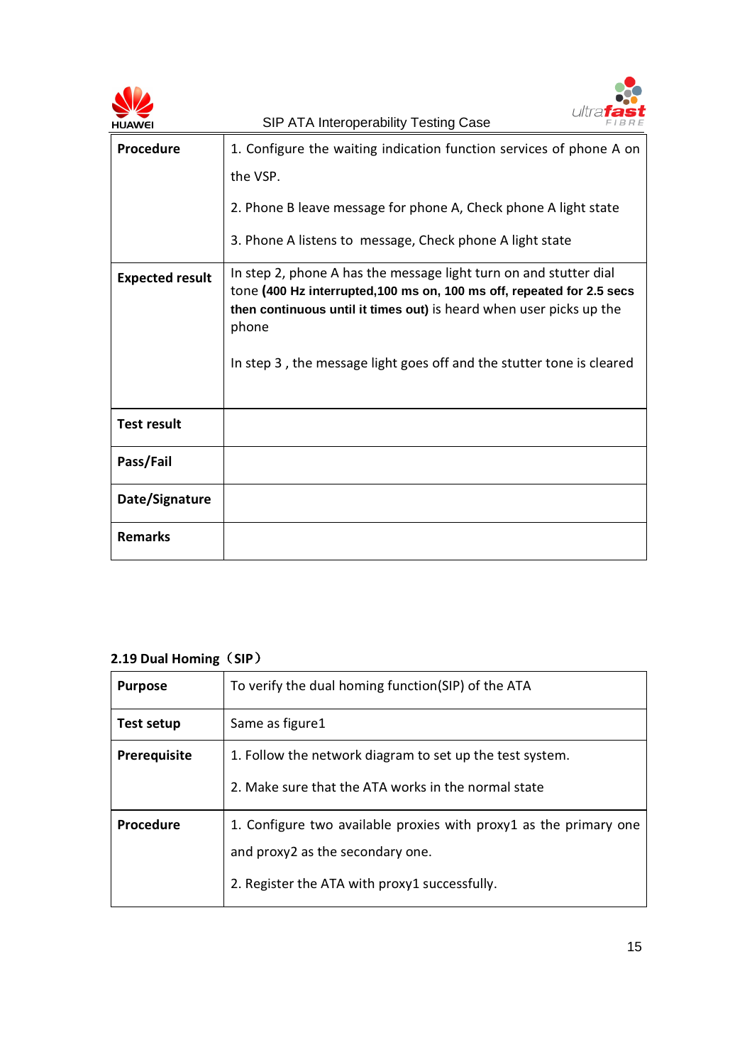| Procedure | 1. Configure the waiting indication function services of phone A on the VSP.<br><br>2. Phone B leave message for phone A, Check phone A light state<br><br>3. Phone A listens to message, Check phone A light state |
|---|---|
| **Expected result** | In step 2, phone A has the message light turn on and stutter dial tone **(400 Hz interrupted,100 ms on, 100 ms off, repeated for 2.5 secs then continuous until it times out)** is heard when user picks up the phone<br><br>In step 3 , the message light goes off and the stutter tone is cleared |
| **Test result** | |
| **Pass/Fail** | |
| **Date/Signature** | |
| **Remarks** | |

### 2.19 Dual Homing（SIP）

| Purpose | To verify the dual homing function(SIP) of the ATA |
|---|---|
| **Test setup** | Same as figure1 |
| **Prerequisite** | 1. Follow the network diagram to set up the test system.<br><br>2. Make sure that the ATA works in the normal state |
| **Procedure** | 1. Configure two available proxies with proxy1 as the primary one and proxy2 as the secondary one.<br><br>2. Register the ATA with proxy1 successfully. |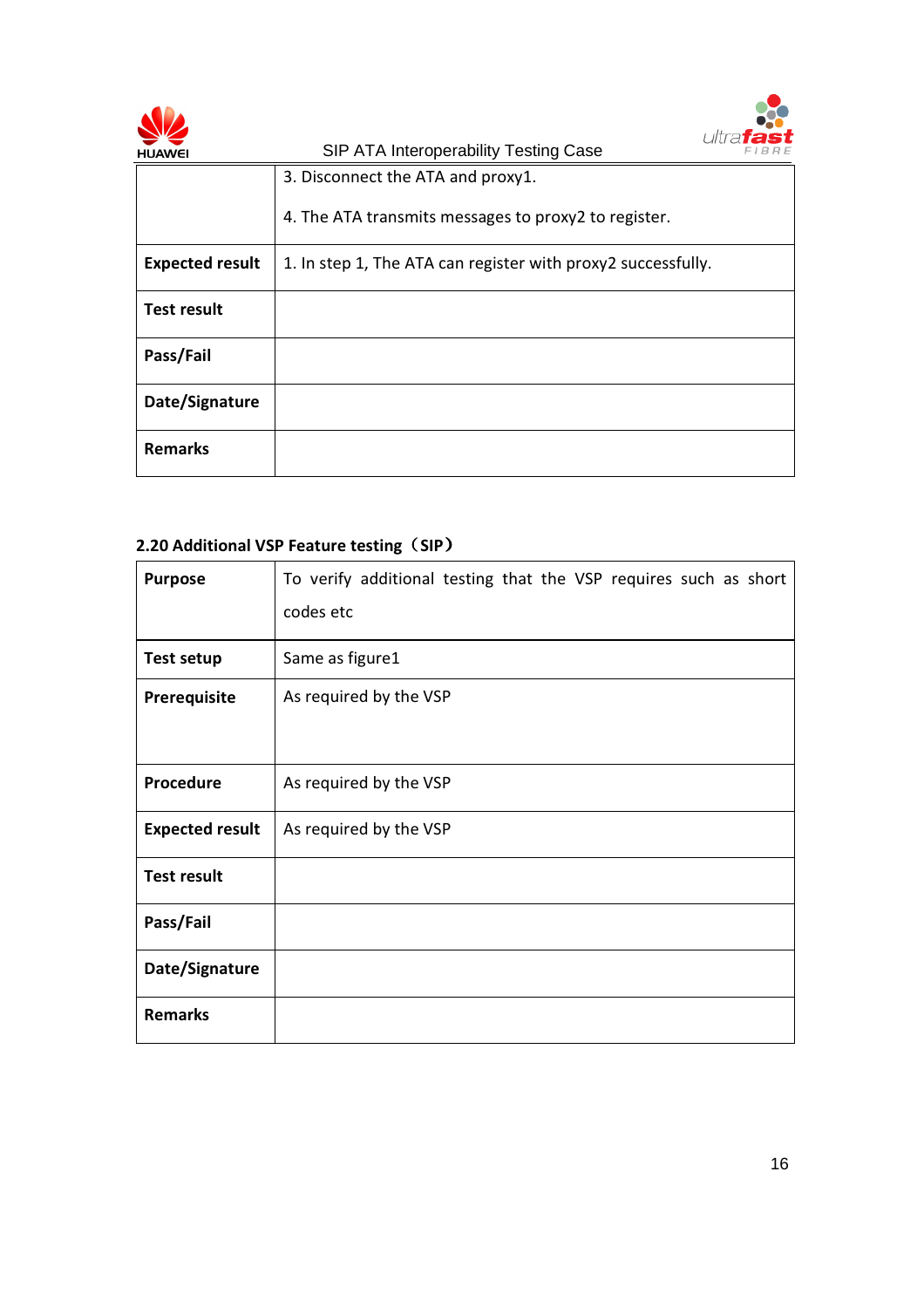|  |  |
|---|---|
|  | 3. Disconnect the ATA and proxy1.<br><br>4. The ATA transmits messages to proxy2 to register. |
| **Expected result** | 1. In step 1, The ATA can register with proxy2 successfully. |
| **Test result** |  |
| **Pass/Fail** |  |
| **Date/Signature** |  |
| **Remarks** |  |

### 2.20 Additional VSP Feature testing（SIP）

| **Purpose** | To verify additional testing that the VSP requires such as short codes etc |
|---|---|
| **Test setup** | Same as figure1 |
| **Prerequisite** | As required by the VSP |
| **Procedure** | As required by the VSP |
| **Expected result** | As required by the VSP |
| **Test result** |  |
| **Pass/Fail** |  |
| **Date/Signature** |  |
| **Remarks** |  |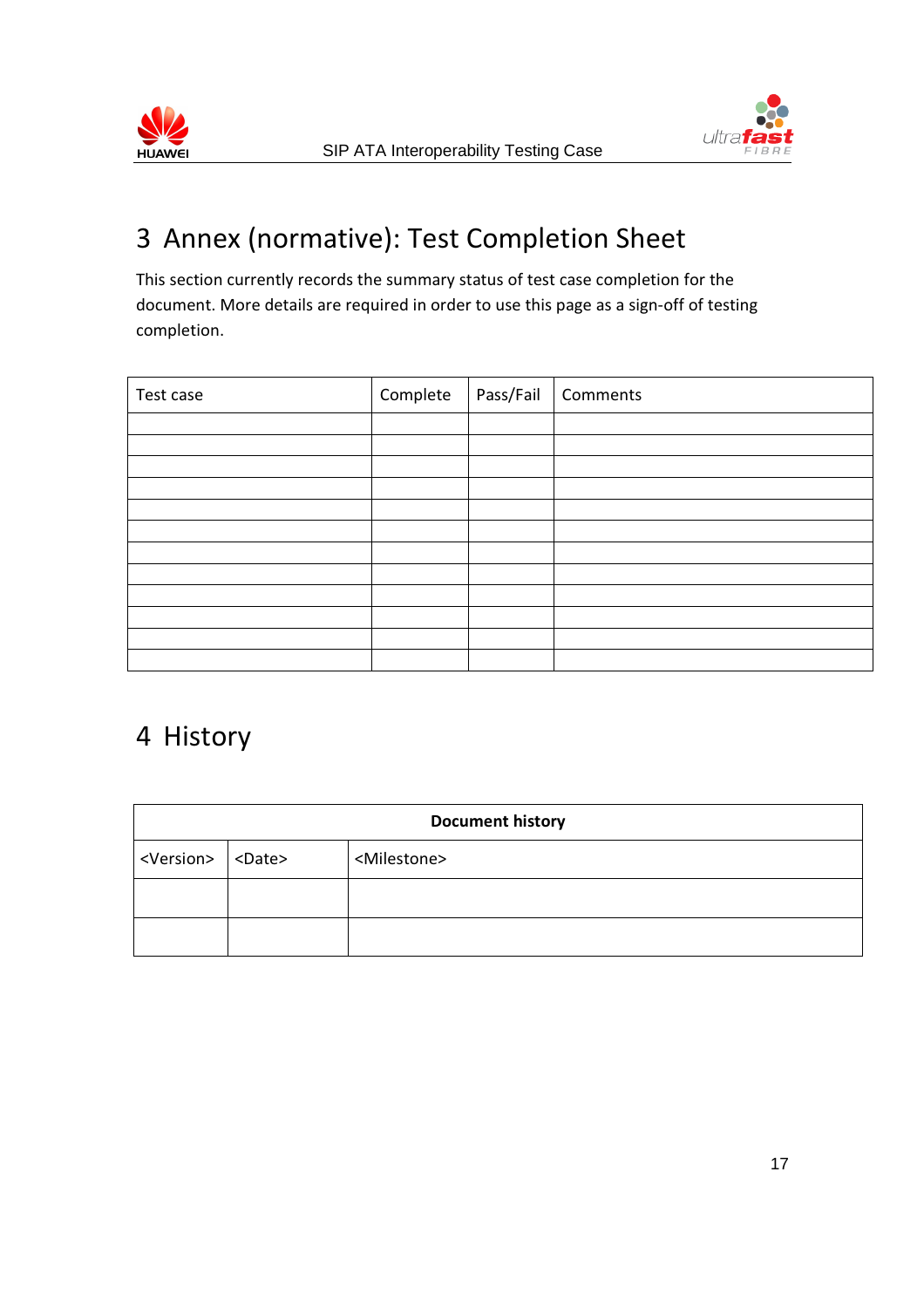# 3 Annex (normative): Test Completion Sheet

This section currently records the summary status of test case completion for the document. More details are required in order to use this page as a sign-off of testing completion.

| Test case | Complete | Pass/Fail | Comments |
| --- | --- | --- | --- |
| | | | |
| | | | |
| | | | |
| | | | |
| | | | |
| | | | |
| | | | |
| | | | |
| | | | |
| | | | |
| | | | |
| | | | |

# 4 History

| **Document history** | | |
| --- | --- | --- |
| <Version> | <Date> | <Milestone> |
| | | |
| | | |